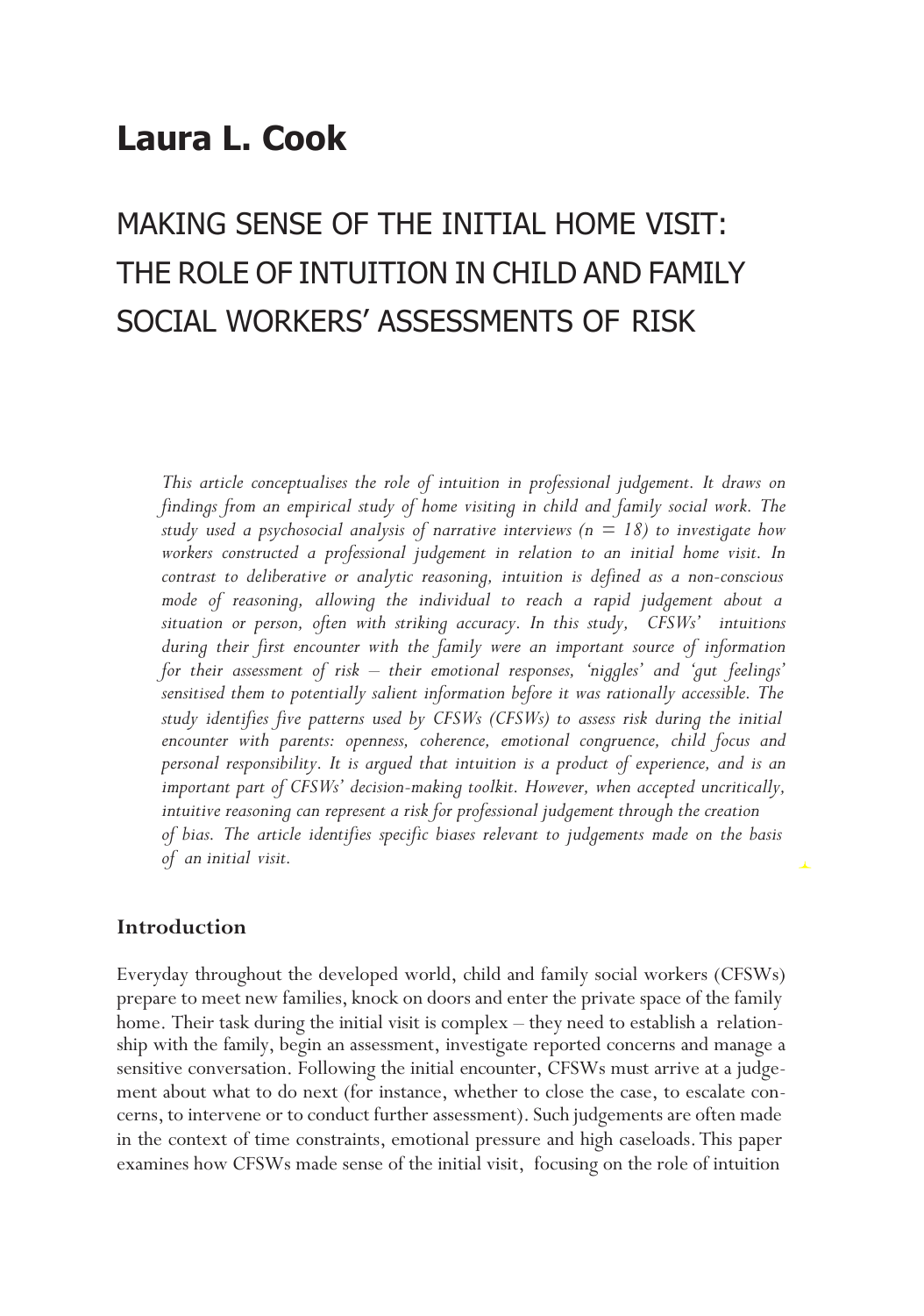**Laura L. Cook**

# MAKING SENSE OF THE INITIAL HOME VISIT: THE ROLE OF INTUITION IN CHILD AND FAMILY SOCIAL WORKERS' ASSESSMENTS OF RISK

*This article conceptualises the role of intuition in professional judgement. It draws on findings from an empirical study of home visiting in child and family social work. The study used a psychosocial analysis of narrative interviews (n = 18) to investigate how workers constructed a professional judgement in relation to an initial home visit. In contrast to deliberative or analytic reasoning, intuition is defined as a non-conscious mode of reasoning, allowing the individual to reach a rapid judgement about a situation or person, often with striking accuracy. In this study, CFSWs' intuitions during their first encounter with the family were an important source of information for their assessment of risk – their emotional responses, 'niggles' and 'gut feelings' sensitised them to potentially salient information before it was rationally accessible. The study identifies five patterns used by CFSWs (CFSWs) to assess risk during the initial encounter with parents: openness, coherence, emotional congruence, child focus and personal responsibility. It is argued that intuition is a product of experience, and is an important part of CFSWs' decision-making toolkit. However, when accepted uncritically, intuitive reasoning can represent a risk for professional judgement through the creation of bias. The article identifies specific biases relevant to judgements made on the basis of an initial visit.*

## Introduction

Everyday throughout the developed world, child and family social workers (CFSWs) prepare to meet new families, knock on doors and enter the private space of the family home. Their task during the initial visit is complex – they need to establish a relationship with the family, begin an assessment, investigate reported concerns and manage a sensitive conversation. Following the initial encounter, CFSWs must arrive at a judgement about what to do next (for instance, whether to close the case, to escalate concerns, to intervene or to conduct further assessment). Such judgements are often made in the context of time constraints, emotional pressure and high caseloads. This paper examines how CFSWs made sense of the initial visit, focusing on the role of intuition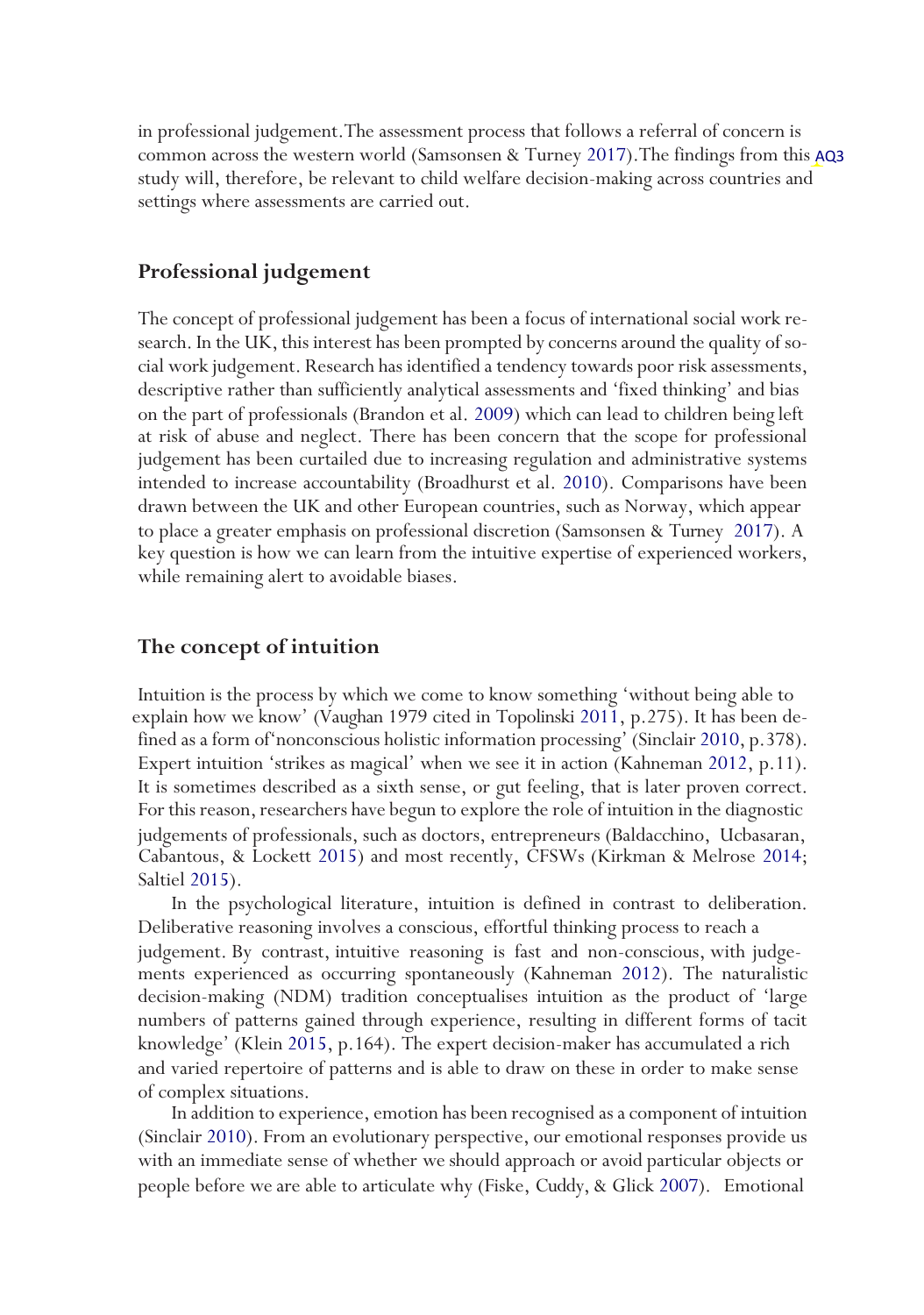in professional judgement. The assessment process that follows a referral of concern is common across the western world (Samsonsen & Turney 2017). The findings from this study will, therefore, be relevant to child welfare decision-making across countries and settings where assessments are carried out.

## Professional judgement

The concept of professional judgement has been a focus of international social work research. In the UK, this interest has been prompted by concerns around the quality of social work judgement. Research has identified a tendency towards poor risk assessments, descriptive rather than sufficiently analytical assessments and 'fixed thinking' and bias on the part of professionals (Brandon et al. 2009) which can lead to children being left at risk of abuse and neglect. There has been concern that the scope for professional judgement has been curtailed due to increasing regulation and administrative systems intended to increase accountability (Broadhurst et al. 2010). Comparisons have been drawn between the UK and other European countries, such as Norway, which appear to place a greater emphasis on professional discretion (Samsonsen & Turney 2017). A key question is how we can learn from the intuitive expertise of experienced workers, while remaining alert to avoidable biases.

## The concept of intuition

Intuition is the process by which we come to know something 'without being able to explain how we know' (Vaughan 1979 cited in Topolinski 2011, p.275). It has been defined as a form of 'nonconscious holistic information processing' (Sinclair 2010, p.378). Expert intuition 'strikes as magical' when we see it in action (Kahneman 2012, p.11). It is sometimes described as a sixth sense, or gut feeling, that is later proven correct. For this reason, researchers have begun to explore the role of intuition in the diagnostic judgements of professionals, such as doctors, entrepreneurs (Baldacchino, Ucbasaran, Cabantous, & Lockett 2015) and most recently, CFSWs (Kirkman & Melrose 2014; Saltiel 2015).

In the psychological literature, intuition is defined in contrast to deliberation. Deliberative reasoning involves a conscious, effortful thinking process to reach a judgement. By contrast, intuitive reasoning is fast and non-conscious, with judgements experienced as occurring spontaneously (Kahneman 2012). The naturalistic decision-making (NDM) tradition conceptualises intuition as the product of 'large numbers of patterns gained through experience, resulting in different forms of tacit knowledge' (Klein 2015, p.164). The expert decision-maker has accumulated a rich and varied repertoire of patterns and is able to draw on these in order to make sense of complex situations.

In addition to experience, emotion has been recognised as a component of intuition (Sinclair 2010). From an evolutionary perspective, our emotional responses provide us with an immediate sense of whether we should approach or avoid particular objects or people before we are able to articulate why (Fiske, Cuddy, & Glick 2007). Emotional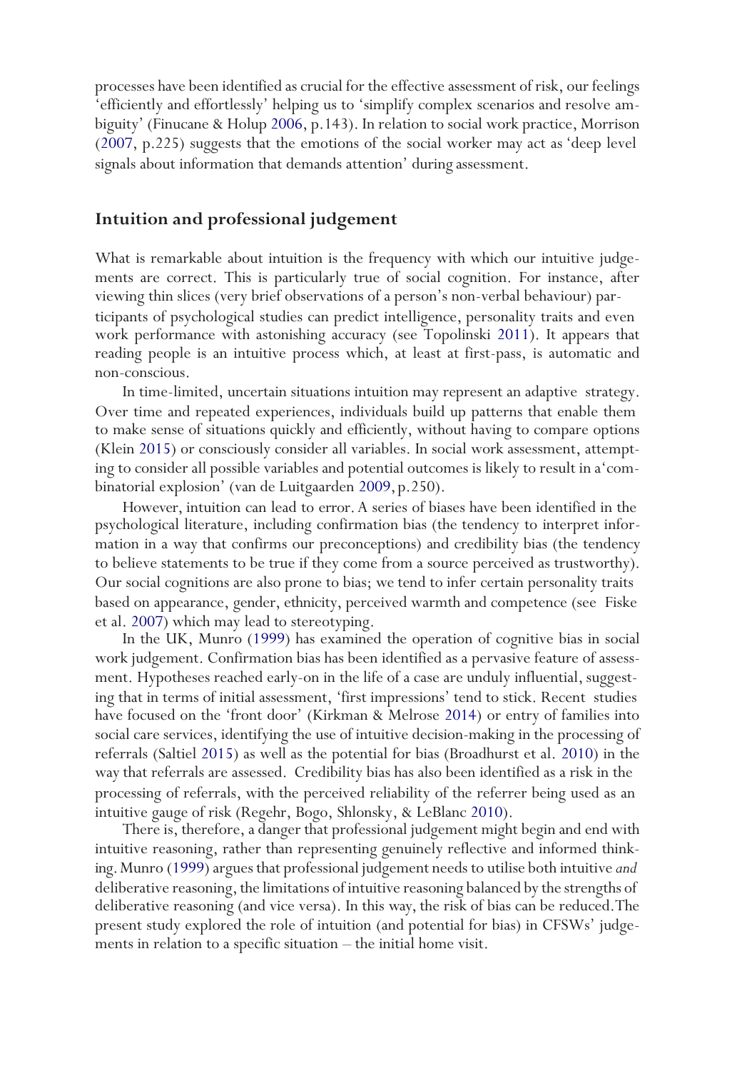processes have been identified as crucial for the effective assessment of risk, our feelings 'efficiently and effortlessly' helping us to 'simplify complex scenarios and resolve ambiguity' (Finucane & Holup 2006, p.143). In relation to social work practice, Morrison (2007, p.225) suggests that the emotions of the social worker may act as 'deep level signals about information that demands attention' during assessment.

## Intuition and professional judgement

What is remarkable about intuition is the frequency with which our intuitive judgements are correct. This is particularly true of social cognition. For instance, after viewing thin slices (very brief observations of a person's non-verbal behaviour) participants of psychological studies can predict intelligence, personality traits and even work performance with astonishing accuracy (see Topolinski 2011). It appears that reading people is an intuitive process which, at least at first-pass, is automatic and non-conscious.

In time-limited, uncertain situations intuition may represent an adaptive strategy. Over time and repeated experiences, individuals build up patterns that enable them to make sense of situations quickly and efficiently, without having to compare options (Klein 2015) or consciously consider all variables. In social work assessment, attempting to consider all possible variables and potential outcomes is likely to result in a 'combinatorial explosion' (van de Luitgaarden 2009, p.250).

However, intuition can lead to error. A series of biases have been identified in the psychological literature, including confirmation bias (the tendency to interpret information in a way that confirms our preconceptions) and credibility bias (the tendency to believe statements to be true if they come from a source perceived as trustworthy). Our social cognitions are also prone to bias; we tend to infer certain personality traits based on appearance, gender, ethnicity, perceived warmth and competence (see Fiske et al. 2007) which may lead to stereotyping.

In the UK, Munro (1999) has examined the operation of cognitive bias in social work judgement. Confirmation bias has been identified as a pervasive feature of assessment. Hypotheses reached early-on in the life of a case are unduly influential, suggesting that in terms of initial assessment, 'first impressions' tend to stick. Recent studies have focused on the 'front door' (Kirkman & Melrose 2014) or entry of families into social care services, identifying the use of intuitive decision-making in the processing of referrals (Saltiel 2015) as well as the potential for bias (Broadhurst et al. 2010) in the way that referrals are assessed. Credibility bias has also been identified as a risk in the processing of referrals, with the perceived reliability of the referrer being used as an intuitive gauge of risk (Regehr, Bogo, Shlonsky, & LeBlanc 2010).

There is, therefore, a danger that professional judgement might begin and end with intuitive reasoning, rather than representing genuinely reflective and informed thinking. Munro (1999) argues that professional judgement needs to utilise both intuitive *and* deliberative reasoning, the limitations of intuitive reasoning balanced by the strengths of deliberative reasoning (and vice versa). In this way, the risk of bias can be reduced. The present study explored the role of intuition (and potential for bias) in CFSWs' judgements in relation to a specific situation – the initial home visit.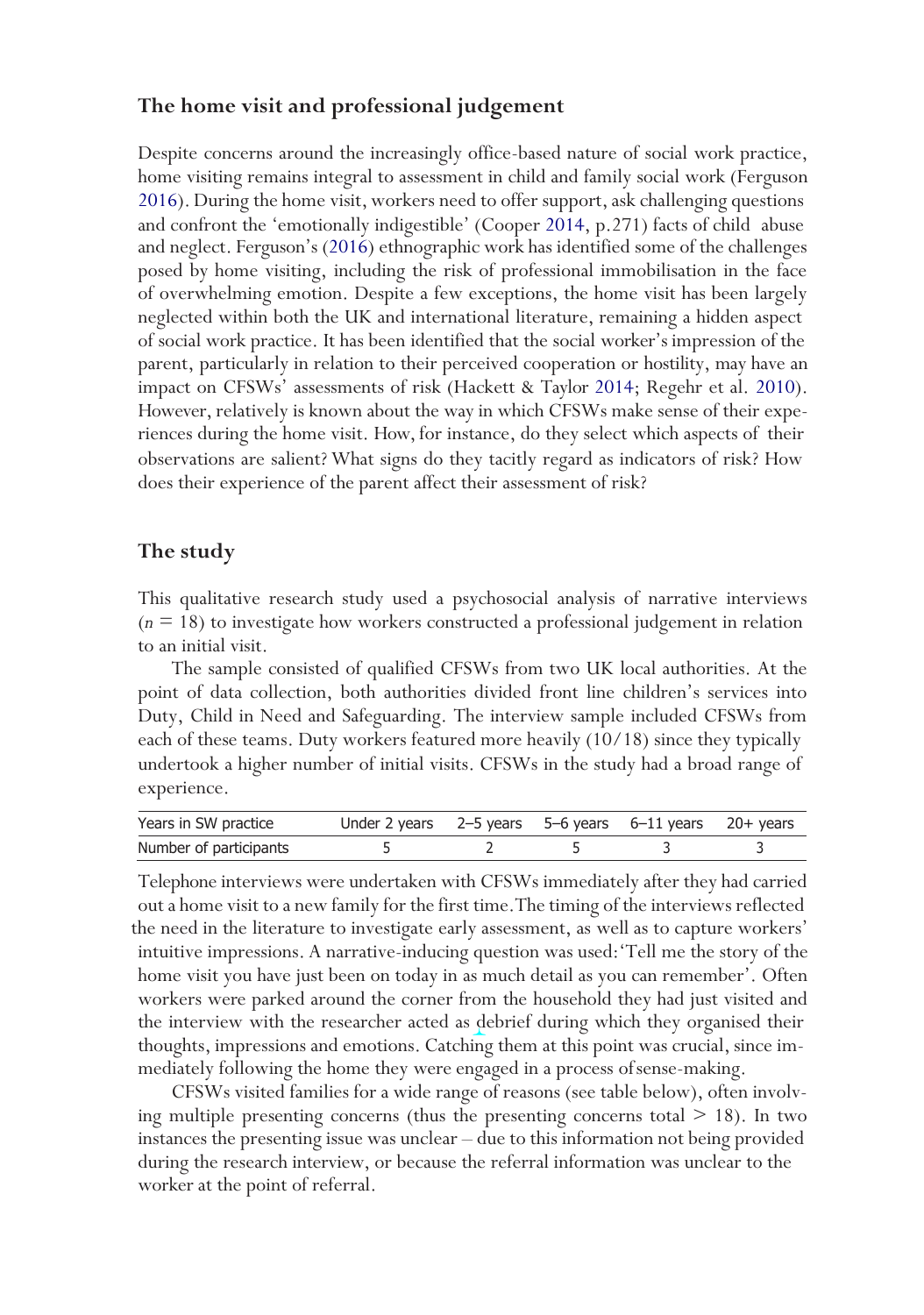## The home visit and professional judgement

Despite concerns around the increasingly office-based nature of social work practice, home visiting remains integral to assessment in child and family social work (Ferguson 2016). During the home visit, workers need to offer support, ask challenging questions and confront the 'emotionally indigestible' (Cooper 2014, p.271) facts of child abuse and neglect. Ferguson's (2016) ethnographic work has identified some of the challenges posed by home visiting, including the risk of professional immobilisation in the face of overwhelming emotion. Despite a few exceptions, the home visit has been largely neglected within both the UK and international literature, remaining a hidden aspect of social work practice. It has been identified that the social worker's impression of the parent, particularly in relation to their perceived cooperation or hostility, may have an impact on CFSWs' assessments of risk (Hackett & Taylor 2014; Regehr et al. 2010). However, relatively is known about the way in which CFSWs make sense of their experiences during the home visit. How, for instance, do they select which aspects of their observations are salient? What signs do they tacitly regard as indicators of risk? How does their experience of the parent affect their assessment of risk?

## The study

This qualitative research study used a psychosocial analysis of narrative interviews ($n = 18$) to investigate how workers constructed a professional judgement in relation to an initial visit.

The sample consisted of qualified CFSWs from two UK local authorities. At the point of data collection, both authorities divided front line children's services into Duty, Child in Need and Safeguarding. The interview sample included CFSWs from each of these teams. Duty workers featured more heavily (10/18) since they typically undertook a higher number of initial visits. CFSWs in the study had a broad range of experience.

| Years in SW practice | Under 2 years | 2–5 years | 5–6 years | 6–11 years | 20+ years |
|---|---|---|---|---|---|
| Number of participants | 5 | 2 | 5 | 3 | 3 |

Telephone interviews were undertaken with CFSWs immediately after they had carried out a home visit to a new family for the first time. The timing of the interviews reflected the need in the literature to investigate early assessment, as well as to capture workers' intuitive impressions. A narrative-inducing question was used: 'Tell me the story of the home visit you have just been on today in as much detail as you can remember'. Often workers were parked around the corner from the household they had just visited and the interview with the researcher acted as debrief during which they organised their thoughts, impressions and emotions. Catching them at this point was crucial, since immediately following the home they were engaged in a process of sense-making.

CFSWs visited families for a wide range of reasons (see table below), often involving multiple presenting concerns (thus the presenting concerns total > 18). In two instances the presenting issue was unclear – due to this information not being provided during the research interview, or because the referral information was unclear to the worker at the point of referral.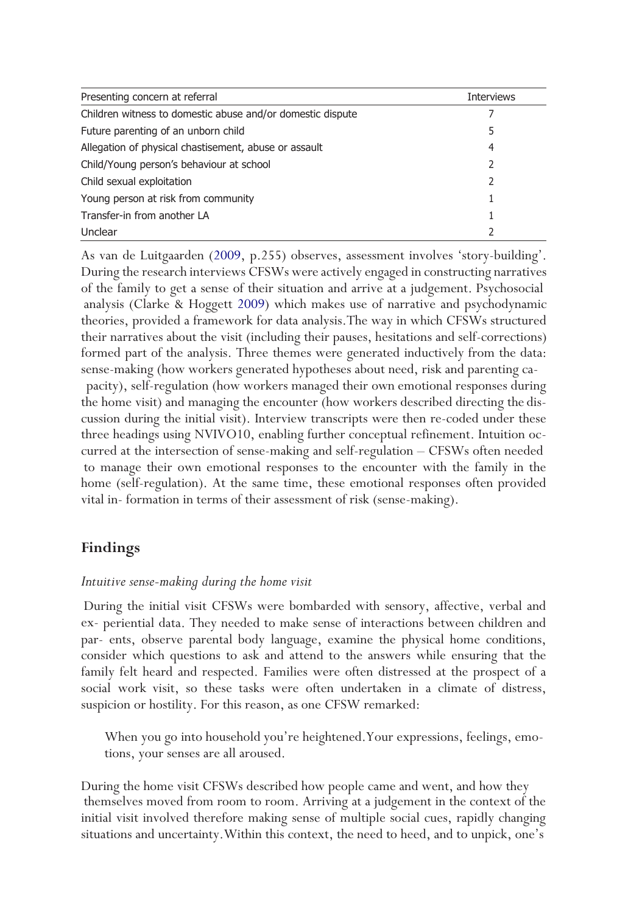| Presenting concern at referral | Interviews |
|---|---|
| Children witness to domestic abuse and/or domestic dispute | 7 |
| Future parenting of an unborn child | 5 |
| Allegation of physical chastisement, abuse or assault | 4 |
| Child/Young person's behaviour at school | 2 |
| Child sexual exploitation | 2 |
| Young person at risk from community | 1 |
| Transfer-in from another LA | 1 |
| Unclear | 2 |

As van de Luitgaarden (2009, p.255) observes, assessment involves 'story-building'. During the research interviews CFSWs were actively engaged in constructing narratives of the family to get a sense of their situation and arrive at a judgement. Psychosocial analysis (Clarke & Hoggett 2009) which makes use of narrative and psychodynamic theories, provided a framework for data analysis. The way in which CFSWs structured their narratives about the visit (including their pauses, hesitations and self-corrections) formed part of the analysis. Three themes were generated inductively from the data: sense-making (how workers generated hypotheses about need, risk and parenting capacity), self-regulation (how workers managed their own emotional responses during the home visit) and managing the encounter (how workers described directing the discussion during the initial visit). Interview transcripts were then re-coded under these three headings using NVIVO10, enabling further conceptual refinement. Intuition occurred at the intersection of sense-making and self-regulation – CFSWs often needed to manage their own emotional responses to the encounter with the family in the home (self-regulation). At the same time, these emotional responses often provided vital information in terms of their assessment of risk (sense-making).

## Findings

### *Intuitive sense-making during the home visit*

During the initial visit CFSWs were bombarded with sensory, affective, verbal and experiential data. They needed to make sense of interactions between children and parents, observe parental body language, examine the physical home conditions, consider which questions to ask and attend to the answers while ensuring that the family felt heard and respected. Families were often distressed at the prospect of a social work visit, so these tasks were often undertaken in a climate of distress, suspicion or hostility. For this reason, as one CFSW remarked:

> When you go into household you're heightened. Your expressions, feelings, emotions, your senses are all aroused.

During the home visit CFSWs described how people came and went, and how they themselves moved from room to room. Arriving at a judgement in the context of the initial visit involved therefore making sense of multiple social cues, rapidly changing situations and uncertainty. Within this context, the need to heed, and to unpick, one's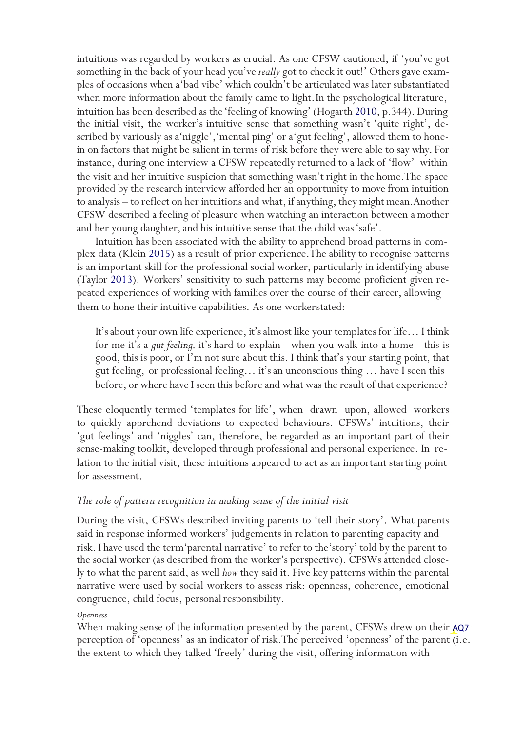intuitions was regarded by workers as crucial. As one CFSW cautioned, if 'you've got something in the back of your head you've *really* got to check it out!' Others gave examples of occasions when a 'bad vibe' which couldn't be articulated was later substantiated when more information about the family came to light. In the psychological literature, intuition has been described as the 'feeling of knowing' (Hogarth 2010, p.344). During the initial visit, the worker's intuitive sense that something wasn't 'quite right', described by variously as a 'niggle', 'mental ping' or a 'gut feeling', allowed them to hone-in on factors that might be salient in terms of risk before they were able to say why. For instance, during one interview a CFSW repeatedly returned to a lack of 'flow' within the visit and her intuitive suspicion that something wasn't right in the home. The space provided by the research interview afforded her an opportunity to move from intuition to analysis – to reflect on her intuitions and what, if anything, they might mean. Another CFSW described a feeling of pleasure when watching an interaction between a mother and her young daughter, and his intuitive sense that the child was 'safe'.

Intuition has been associated with the ability to apprehend broad patterns in complex data (Klein 2015) as a result of prior experience. The ability to recognise patterns is an important skill for the professional social worker, particularly in identifying abuse (Taylor 2013). Workers' sensitivity to such patterns may become proficient given repeated experiences of working with families over the course of their career, allowing them to hone their intuitive capabilities. As one worker stated:

> It's about your own life experience, it's almost like your templates for life… I think for me it's a *gut feeling,* it's hard to explain - when you walk into a home - this is good, this is poor, or I'm not sure about this. I think that's your starting point, that gut feeling, or professional feeling… it's an unconscious thing … have I seen this before, or where have I seen this before and what was the result of that experience?

These eloquently termed 'templates for life', when drawn upon, allowed workers to quickly apprehend deviations to expected behaviours. CFSWs' intuitions, their 'gut feelings' and 'niggles' can, therefore, be regarded as an important part of their sense-making toolkit, developed through professional and personal experience. In relation to the initial visit, these intuitions appeared to act as an important starting point for assessment.

### *The role of pattern recognition in making sense of the initial visit*

During the visit, CFSWs described inviting parents to 'tell their story'. What parents said in response informed workers' judgements in relation to parenting capacity and risk. I have used the term 'parental narrative' to refer to the 'story' told by the parent to the social worker (as described from the worker's perspective). CFSWs attended closely to what the parent said, as well *how* they said it. Five key patterns within the parental narrative were used by social workers to assess risk: openness, coherence, emotional congruence, child focus, personal responsibility.

#### *Openness*

When making sense of the information presented by the parent, CFSWs drew on their AQ7 perception of 'openness' as an indicator of risk. The perceived 'openness' of the parent (i.e. the extent to which they talked 'freely' during the visit, offering information with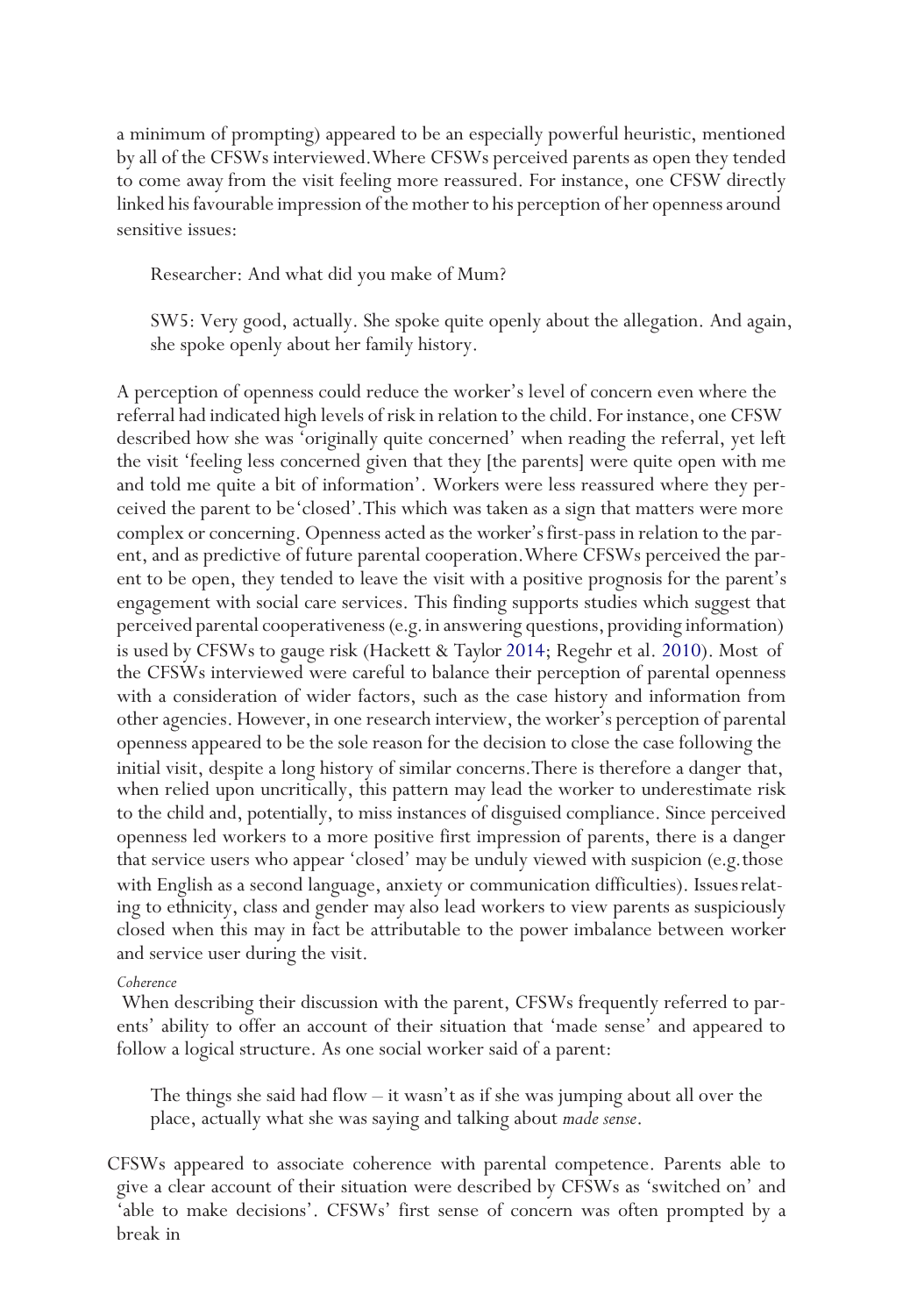a minimum of prompting) appeared to be an especially powerful heuristic, mentioned by all of the CFSWs interviewed. Where CFSWs perceived parents as open they tended to come away from the visit feeling more reassured. For instance, one CFSW directly linked his favourable impression of the mother to his perception of her openness around sensitive issues:

> Researcher: And what did you make of Mum?
>
> SW5: Very good, actually. She spoke quite openly about the allegation. And again, she spoke openly about her family history.

A perception of openness could reduce the worker's level of concern even where the referral had indicated high levels of risk in relation to the child. For instance, one CFSW described how she was 'originally quite concerned' when reading the referral, yet left the visit 'feeling less concerned given that they [the parents] were quite open with me and told me quite a bit of information'. Workers were less reassured where they perceived the parent to be 'closed'. This which was taken as a sign that matters were more complex or concerning. Openness acted as the worker's first-pass in relation to the parent, and as predictive of future parental cooperation. Where CFSWs perceived the parent to be open, they tended to leave the visit with a positive prognosis for the parent's engagement with social care services. This finding supports studies which suggest that perceived parental cooperativeness (e.g. in answering questions, providing information) is used by CFSWs to gauge risk (Hackett & Taylor 2014; Regehr et al. 2010). Most of the CFSWs interviewed were careful to balance their perception of parental openness with a consideration of wider factors, such as the case history and information from other agencies. However, in one research interview, the worker's perception of parental openness appeared to be the sole reason for the decision to close the case following the initial visit, despite a long history of similar concerns. There is therefore a danger that, when relied upon uncritically, this pattern may lead the worker to underestimate risk to the child and, potentially, to miss instances of disguised compliance. Since perceived openness led workers to a more positive first impression of parents, there is a danger that service users who appear 'closed' may be unduly viewed with suspicion (e.g. those with English as a second language, anxiety or communication difficulties). Issues relating to ethnicity, class and gender may also lead workers to view parents as suspiciously closed when this may in fact be attributable to the power imbalance between worker and service user during the visit.

*Coherence*

When describing their discussion with the parent, CFSWs frequently referred to parents' ability to offer an account of their situation that 'made sense' and appeared to follow a logical structure. As one social worker said of a parent:

> The things she said had flow – it wasn't as if she was jumping about all over the place, actually what she was saying and talking about *made sense*.

CFSWs appeared to associate coherence with parental competence. Parents able to give a clear account of their situation were described by CFSWs as 'switched on' and 'able to make decisions'. CFSWs' first sense of concern was often prompted by a break in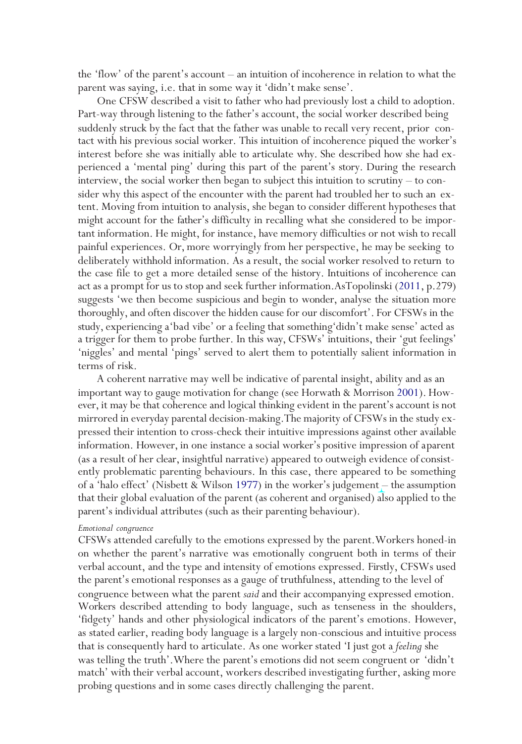the 'flow' of the parent's account – an intuition of incoherence in relation to what the parent was saying, i.e. that in some way it 'didn't make sense'.

One CFSW described a visit to father who had previously lost a child to adoption. Part-way through listening to the father's account, the social worker described being suddenly struck by the fact that the father was unable to recall very recent, prior contact with his previous social worker. This intuition of incoherence piqued the worker's interest before she was initially able to articulate why. She described how she had experienced a 'mental ping' during this part of the parent's story. During the research interview, the social worker then began to subject this intuition to scrutiny – to consider why this aspect of the encounter with the parent had troubled her to such an extent. Moving from intuition to analysis, she began to consider different hypotheses that might account for the father's difficulty in recalling what she considered to be important information. He might, for instance, have memory difficulties or not wish to recall painful experiences. Or, more worryingly from her perspective, he may be seeking to deliberately withhold information. As a result, the social worker resolved to return to the case file to get a more detailed sense of the history. Intuitions of incoherence can act as a prompt for us to stop and seek further information. As Topolinski (2011, p.279) suggests 'we then become suspicious and begin to wonder, analyse the situation more thoroughly, and often discover the hidden cause for our discomfort'. For CFSWs in the study, experiencing a 'bad vibe' or a feeling that something 'didn't make sense' acted as a trigger for them to probe further. In this way, CFSWs' intuitions, their 'gut feelings' 'niggles' and mental 'pings' served to alert them to potentially salient information in terms of risk.

A coherent narrative may well be indicative of parental insight, ability and as an important way to gauge motivation for change (see Horwath & Morrison 2001). However, it may be that coherence and logical thinking evident in the parent's account is not mirrored in everyday parental decision-making. The majority of CFSWs in the study expressed their intention to cross-check their intuitive impressions against other available information. However, in one instance a social worker's positive impression of a parent (as a result of her clear, insightful narrative) appeared to outweigh evidence of consistently problematic parenting behaviours. In this case, there appeared to be something of a 'halo effect' (Nisbett & Wilson 1977) in the worker's judgement – the assumption that their global evaluation of the parent (as coherent and organised) also applied to the parent's individual attributes (such as their parenting behaviour).

*Emotional congruence*

CFSWs attended carefully to the emotions expressed by the parent. Workers honed-in on whether the parent's narrative was emotionally congruent both in terms of their verbal account, and the type and intensity of emotions expressed. Firstly, CFSWs used the parent's emotional responses as a gauge of truthfulness, attending to the level of congruence between what the parent *said* and their accompanying expressed emotion. Workers described attending to body language, such as tenseness in the shoulders, 'fidgety' hands and other physiological indicators of the parent's emotions. However, as stated earlier, reading body language is a largely non-conscious and intuitive process that is consequently hard to articulate. As one worker stated 'I just got a *feeling* she was telling the truth'. Where the parent's emotions did not seem congruent or 'didn't match' with their verbal account, workers described investigating further, asking more probing questions and in some cases directly challenging the parent.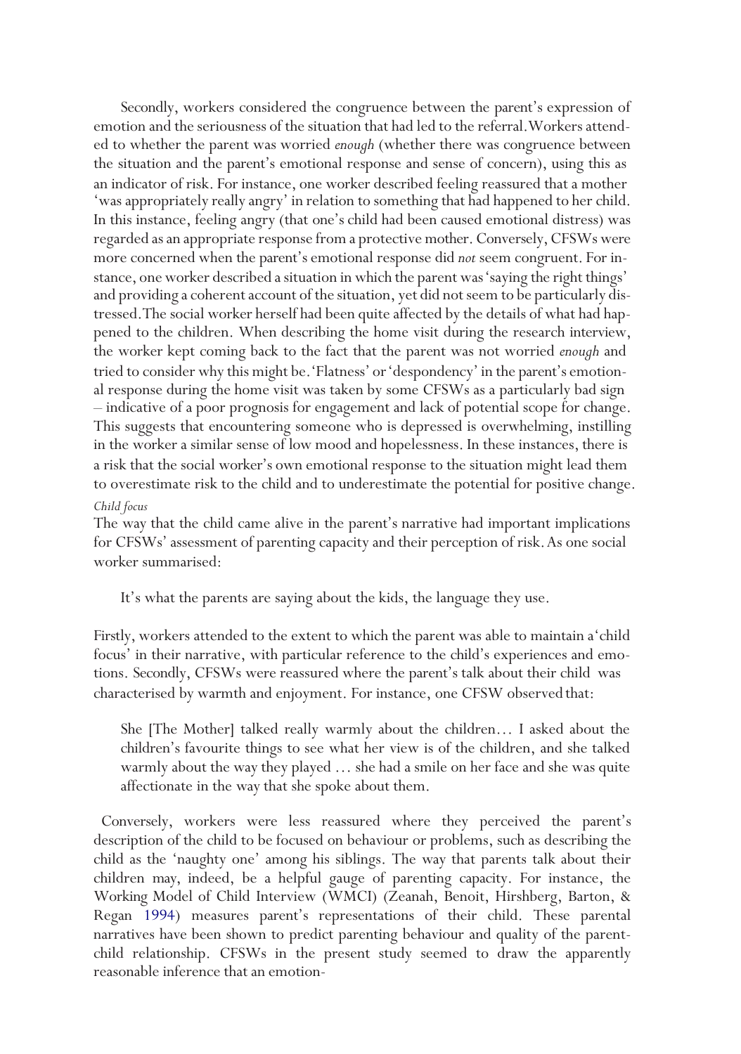Secondly, workers considered the congruence between the parent's expression of emotion and the seriousness of the situation that had led to the referral. Workers attended to whether the parent was worried *enough* (whether there was congruence between the situation and the parent's emotional response and sense of concern), using this as an indicator of risk. For instance, one worker described feeling reassured that a mother 'was appropriately really angry' in relation to something that had happened to her child. In this instance, feeling angry (that one's child had been caused emotional distress) was regarded as an appropriate response from a protective mother. Conversely, CFSWs were more concerned when the parent's emotional response did *not* seem congruent. For instance, one worker described a situation in which the parent was 'saying the right things' and providing a coherent account of the situation, yet did not seem to be particularly distressed. The social worker herself had been quite affected by the details of what had happened to the children. When describing the home visit during the research interview, the worker kept coming back to the fact that the parent was not worried *enough* and tried to consider why this might be. 'Flatness' or 'despondency' in the parent's emotional response during the home visit was taken by some CFSWs as a particularly bad sign – indicative of a poor prognosis for engagement and lack of potential scope for change. This suggests that encountering someone who is depressed is overwhelming, instilling in the worker a similar sense of low mood and hopelessness. In these instances, there is a risk that the social worker's own emotional response to the situation might lead them to overestimate risk to the child and to underestimate the potential for positive change.

*Child focus*

The way that the child came alive in the parent's narrative had important implications for CFSWs' assessment of parenting capacity and their perception of risk. As one social worker summarised:

> It's what the parents are saying about the kids, the language they use.

Firstly, workers attended to the extent to which the parent was able to maintain a 'child focus' in their narrative, with particular reference to the child's experiences and emotions. Secondly, CFSWs were reassured where the parent's talk about their child was characterised by warmth and enjoyment. For instance, one CFSW observed that:

> She [The Mother] talked really warmly about the children… I asked about the children's favourite things to see what her view is of the children, and she talked warmly about the way they played … she had a smile on her face and she was quite affectionate in the way that she spoke about them.

Conversely, workers were less reassured where they perceived the parent's description of the child to be focused on behaviour or problems, such as describing the child as the 'naughty one' among his siblings. The way that parents talk about their children may, indeed, be a helpful gauge of parenting capacity. For instance, the Working Model of Child Interview (WMCI) (Zeanah, Benoit, Hirshberg, Barton, & Regan 1994) measures parent's representations of their child. These parental narratives have been shown to predict parenting behaviour and quality of the parent-child relationship. CFSWs in the present study seemed to draw the apparently reasonable inference that an emotion-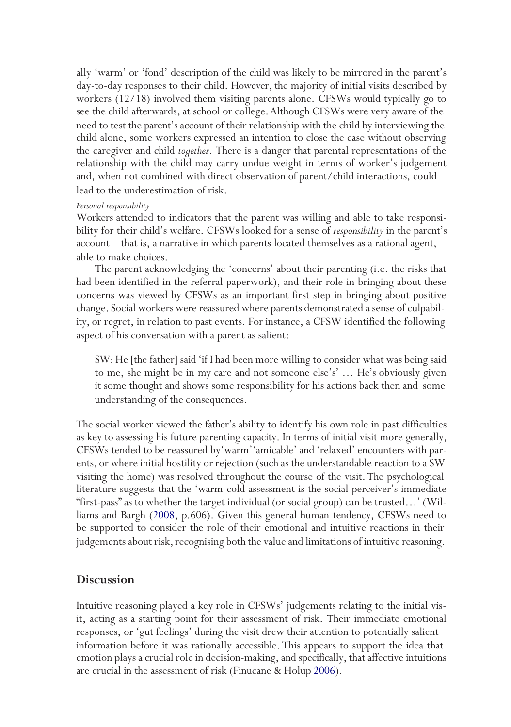ally 'warm' or 'fond' description of the child was likely to be mirrored in the parent's day-to-day responses to their child. However, the majority of initial visits described by workers (12/18) involved them visiting parents alone. CFSWs would typically go to see the child afterwards, at school or college. Although CFSWs were very aware of the need to test the parent's account of their relationship with the child by interviewing the child alone, some workers expressed an intention to close the case without observing the caregiver and child *together*. There is a danger that parental representations of the relationship with the child may carry undue weight in terms of worker's judgement and, when not combined with direct observation of parent/child interactions, could lead to the underestimation of risk.

*Personal responsibility*

Workers attended to indicators that the parent was willing and able to take responsibility for their child's welfare. CFSWs looked for a sense of *responsibility* in the parent's account – that is, a narrative in which parents located themselves as a rational agent, able to make choices.

The parent acknowledging the 'concerns' about their parenting (i.e. the risks that had been identified in the referral paperwork), and their role in bringing about these concerns was viewed by CFSWs as an important first step in bringing about positive change. Social workers were reassured where parents demonstrated a sense of culpability, or regret, in relation to past events. For instance, a CFSW identified the following aspect of his conversation with a parent as salient:

> SW: He [the father] said 'if I had been more willing to consider what was being said to me, she might be in my care and not someone else's' … He's obviously given it some thought and shows some responsibility for his actions back then and some understanding of the consequences.

The social worker viewed the father's ability to identify his own role in past difficulties as key to assessing his future parenting capacity. In terms of initial visit more generally, CFSWs tended to be reassured by 'warm' 'amicable' and 'relaxed' encounters with parents, or where initial hostility or rejection (such as the understandable reaction to a SW visiting the home) was resolved throughout the course of the visit. The psychological literature suggests that the 'warm-cold assessment is the social perceiver's immediate "first-pass" as to whether the target individual (or social group) can be trusted…' (Williams and Bargh (2008, p.606). Given this general human tendency, CFSWs need to be supported to consider the role of their emotional and intuitive reactions in their judgements about risk, recognising both the value and limitations of intuitive reasoning.

## Discussion

Intuitive reasoning played a key role in CFSWs' judgements relating to the initial visit, acting as a starting point for their assessment of risk. Their immediate emotional responses, or 'gut feelings' during the visit drew their attention to potentially salient information before it was rationally accessible. This appears to support the idea that emotion plays a crucial role in decision-making, and specifically, that affective intuitions are crucial in the assessment of risk (Finucane & Holup 2006).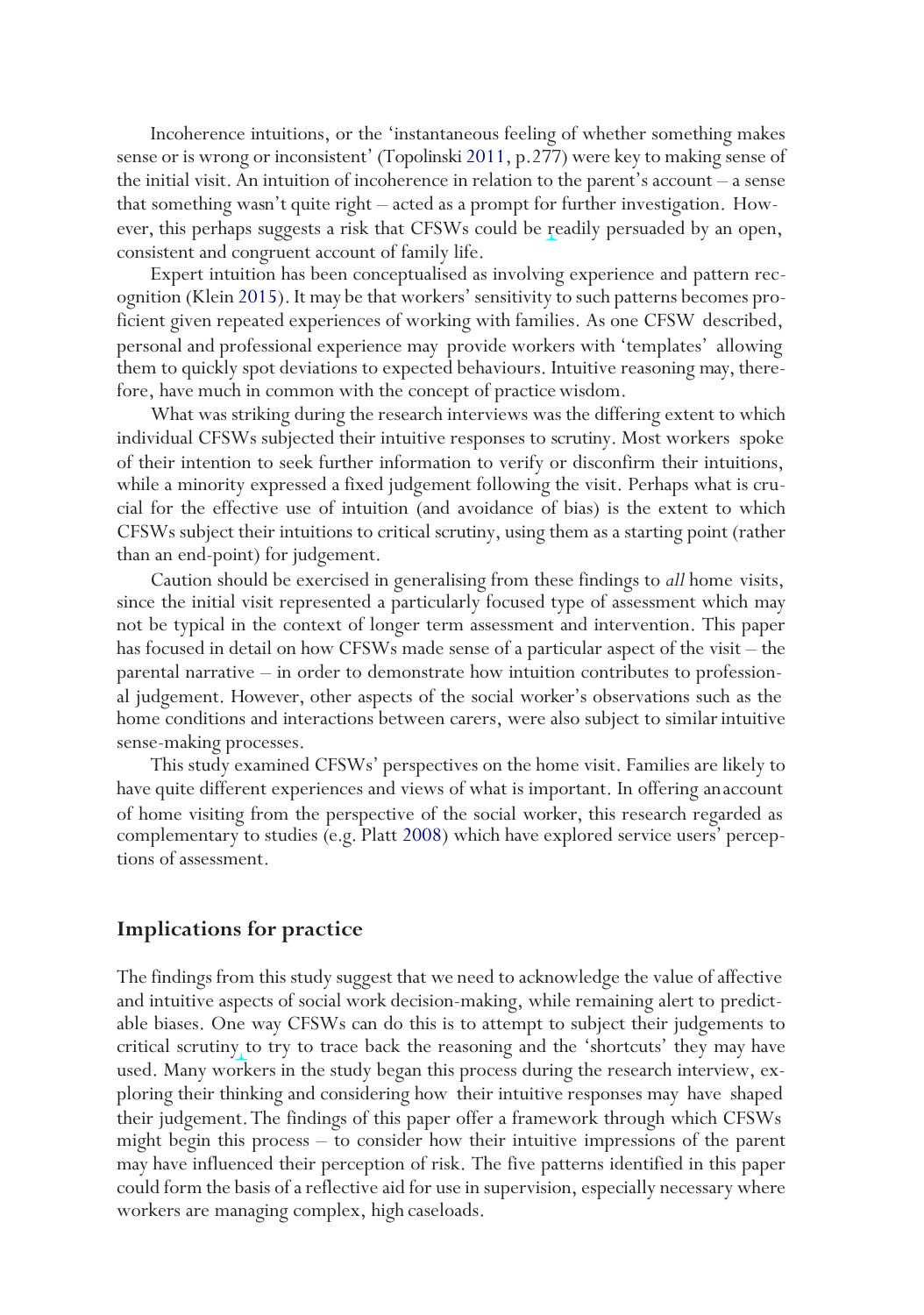Incoherence intuitions, or the 'instantaneous feeling of whether something makes sense or is wrong or inconsistent' (Topolinski 2011, p.277) were key to making sense of the initial visit. An intuition of incoherence in relation to the parent's account – a sense that something wasn't quite right – acted as a prompt for further investigation. However, this perhaps suggests a risk that CFSWs could be readily persuaded by an open, consistent and congruent account of family life.

Expert intuition has been conceptualised as involving experience and pattern recognition (Klein 2015). It may be that workers' sensitivity to such patterns becomes proficient given repeated experiences of working with families. As one CFSW described, personal and professional experience may provide workers with 'templates' allowing them to quickly spot deviations to expected behaviours. Intuitive reasoning may, therefore, have much in common with the concept of practice wisdom.

What was striking during the research interviews was the differing extent to which individual CFSWs subjected their intuitive responses to scrutiny. Most workers spoke of their intention to seek further information to verify or disconfirm their intuitions, while a minority expressed a fixed judgement following the visit. Perhaps what is crucial for the effective use of intuition (and avoidance of bias) is the extent to which CFSWs subject their intuitions to critical scrutiny, using them as a starting point (rather than an end-point) for judgement.

Caution should be exercised in generalising from these findings to *all* home visits, since the initial visit represented a particularly focused type of assessment which may not be typical in the context of longer term assessment and intervention. This paper has focused in detail on how CFSWs made sense of a particular aspect of the visit – the parental narrative – in order to demonstrate how intuition contributes to professional judgement. However, other aspects of the social worker's observations such as the home conditions and interactions between carers, were also subject to similar intuitive sense-making processes.

This study examined CFSWs' perspectives on the home visit. Families are likely to have quite different experiences and views of what is important. In offering an account of home visiting from the perspective of the social worker, this research regarded as complementary to studies (e.g. Platt 2008) which have explored service users' perceptions of assessment.

## Implications for practice

The findings from this study suggest that we need to acknowledge the value of affective and intuitive aspects of social work decision-making, while remaining alert to predictable biases. One way CFSWs can do this is to attempt to subject their judgements to critical scrutiny to try to trace back the reasoning and the 'shortcuts' they may have used. Many workers in the study began this process during the research interview, exploring their thinking and considering how their intuitive responses may have shaped their judgement. The findings of this paper offer a framework through which CFSWs might begin this process – to consider how their intuitive impressions of the parent may have influenced their perception of risk. The five patterns identified in this paper could form the basis of a reflective aid for use in supervision, especially necessary where workers are managing complex, high caseloads.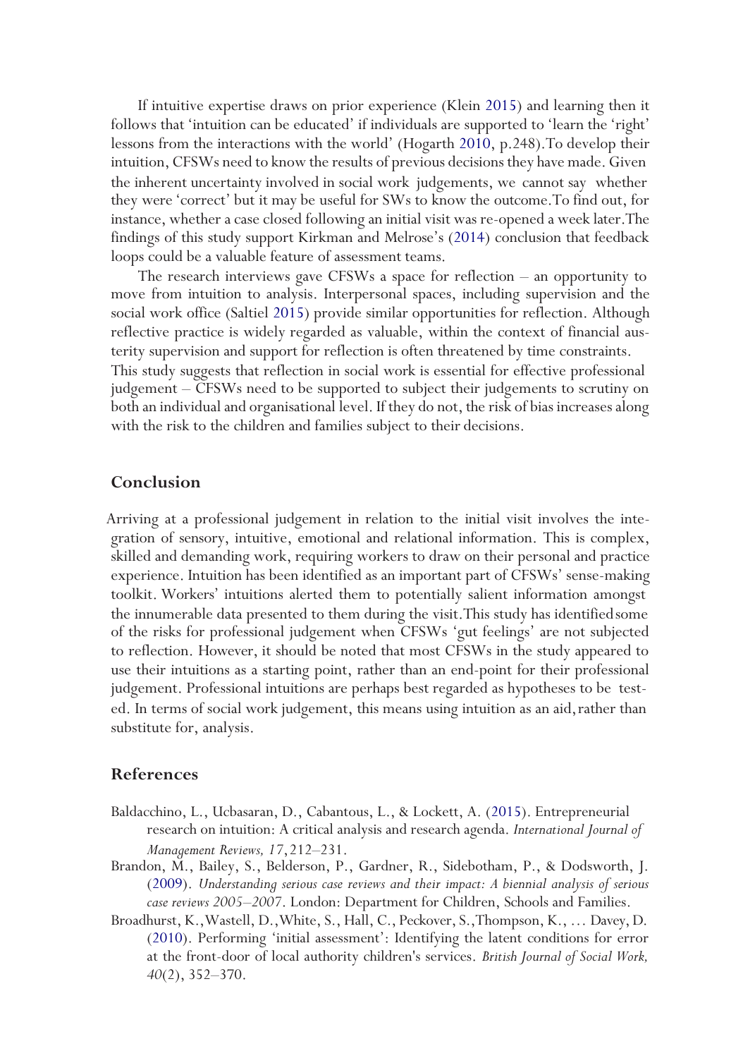If intuitive expertise draws on prior experience (Klein 2015) and learning then it follows that 'intuition can be educated' if individuals are supported to 'learn the 'right' lessons from the interactions with the world' (Hogarth 2010, p.248). To develop their intuition, CFSWs need to know the results of previous decisions they have made. Given the inherent uncertainty involved in social work judgements, we cannot say whether they were 'correct' but it may be useful for SWs to know the outcome. To find out, for instance, whether a case closed following an initial visit was re-opened a week later. The findings of this study support Kirkman and Melrose's (2014) conclusion that feedback loops could be a valuable feature of assessment teams.

The research interviews gave CFSWs a space for reflection – an opportunity to move from intuition to analysis. Interpersonal spaces, including supervision and the social work office (Saltiel 2015) provide similar opportunities for reflection. Although reflective practice is widely regarded as valuable, within the context of financial austerity supervision and support for reflection is often threatened by time constraints. This study suggests that reflection in social work is essential for effective professional judgement – CFSWs need to be supported to subject their judgements to scrutiny on both an individual and organisational level. If they do not, the risk of bias increases along with the risk to the children and families subject to their decisions.

## Conclusion

Arriving at a professional judgement in relation to the initial visit involves the integration of sensory, intuitive, emotional and relational information. This is complex, skilled and demanding work, requiring workers to draw on their personal and practice experience. Intuition has been identified as an important part of CFSWs' sense-making toolkit. Workers' intuitions alerted them to potentially salient information amongst the innumerable data presented to them during the visit. This study has identified some of the risks for professional judgement when CFSWs 'gut feelings' are not subjected to reflection. However, it should be noted that most CFSWs in the study appeared to use their intuitions as a starting point, rather than an end-point for their professional judgement. Professional intuitions are perhaps best regarded as hypotheses to be tested. In terms of social work judgement, this means using intuition as an aid, rather than substitute for, analysis.

## References

Baldacchino, L., Ucbasaran, D., Cabantous, L., & Lockett, A. (2015). Entrepreneurial research on intuition: A critical analysis and research agenda. *International Journal of Management Reviews, 17*, 212–231.

Brandon, M., Bailey, S., Belderson, P., Gardner, R., Sidebotham, P., & Dodsworth, J. (2009). *Understanding serious case reviews and their impact: A biennial analysis of serious case reviews 2005–2007*. London: Department for Children, Schools and Families.

Broadhurst, K., Wastell, D., White, S., Hall, C., Peckover, S., Thompson, K., … Davey, D. (2010). Performing 'initial assessment': Identifying the latent conditions for error at the front-door of local authority children's services. *British Journal of Social Work, 40*(2), 352–370.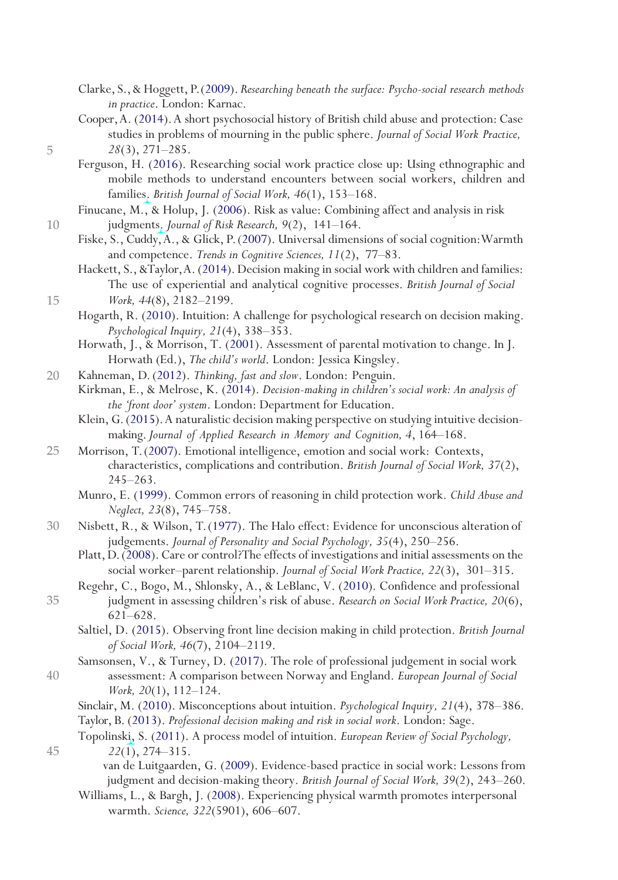Clarke, S., & Hoggett, P. (2009). *Researching beneath the surface: Psycho-social research methods in practice*. London: Karnac.

Cooper, A. (2014). A short psychosocial history of British child abuse and protection: Case studies in problems of mourning in the public sphere. *Journal of Social Work Practice, 28*(3), 271–285.

Ferguson, H. (2016). Researching social work practice close up: Using ethnographic and mobile methods to understand encounters between social workers, children and families. *British Journal of Social Work, 46*(1), 153–168.

Finucane, M., & Holup, J. (2006). Risk as value: Combining affect and analysis in risk judgments. *Journal of Risk Research, 9*(2), 141–164.

Fiske, S., Cuddy, A., & Glick, P. (2007). Universal dimensions of social cognition: Warmth and competence. *Trends in Cognitive Sciences, 11*(2), 77–83.

Hackett, S., &Taylor, A. (2014). Decision making in social work with children and families: The use of experiential and analytical cognitive processes. *British Journal of Social Work, 44*(8), 2182–2199.

Hogarth, R. (2010). Intuition: A challenge for psychological research on decision making. *Psychological Inquiry, 21*(4), 338–353.

Horwath, J., & Morrison, T. (2001). Assessment of parental motivation to change. In J. Horwath (Ed.), *The child's world*. London: Jessica Kingsley.

Kahneman, D. (2012). *Thinking, fast and slow*. London: Penguin.

Kirkman, E., & Melrose, K. (2014). *Decision-making in children's social work: An analysis of the 'front door' system*. London: Department for Education.

Klein, G. (2015). A naturalistic decision making perspective on studying intuitive decision-making. *Journal of Applied Research in Memory and Cognition, 4*, 164–168.

Morrison, T. (2007). Emotional intelligence, emotion and social work: Contexts, characteristics, complications and contribution. *British Journal of Social Work, 37*(2), 245–263.

Munro, E. (1999). Common errors of reasoning in child protection work. *Child Abuse and Neglect, 23*(8), 745–758.

Nisbett, R., & Wilson, T. (1977). The Halo effect: Evidence for unconscious alteration of judgements. *Journal of Personality and Social Psychology, 35*(4), 250–256.

Platt, D. (2008). Care or control?The effects of investigations and initial assessments on the social worker–parent relationship. *Journal of Social Work Practice, 22*(3), 301–315.

Regehr, C., Bogo, M., Shlonsky, A., & LeBlanc, V. (2010). Confidence and professional judgment in assessing children's risk of abuse. *Research on Social Work Practice, 20*(6), 621–628.

Saltiel, D. (2015). Observing front line decision making in child protection. *British Journal of Social Work, 46*(7), 2104–2119.

Samsonsen, V., & Turney, D. (2017). The role of professional judgement in social work assessment: A comparison between Norway and England. *European Journal of Social Work, 20*(1), 112–124.

Sinclair, M. (2010). Misconceptions about intuition. *Psychological Inquiry, 21*(4), 378–386.

Taylor, B. (2013). *Professional decision making and risk in social work*. London: Sage.

Topolinski, S. (2011). A process model of intuition. *European Review of Social Psychology, 22*(1), 274–315.

van de Luitgaarden, G. (2009). Evidence-based practice in social work: Lessons from judgment and decision-making theory. *British Journal of Social Work, 39*(2), 243–260.

Williams, L., & Bargh, J. (2008). Experiencing physical warmth promotes interpersonal warmth. *Science, 322*(5901), 606–607.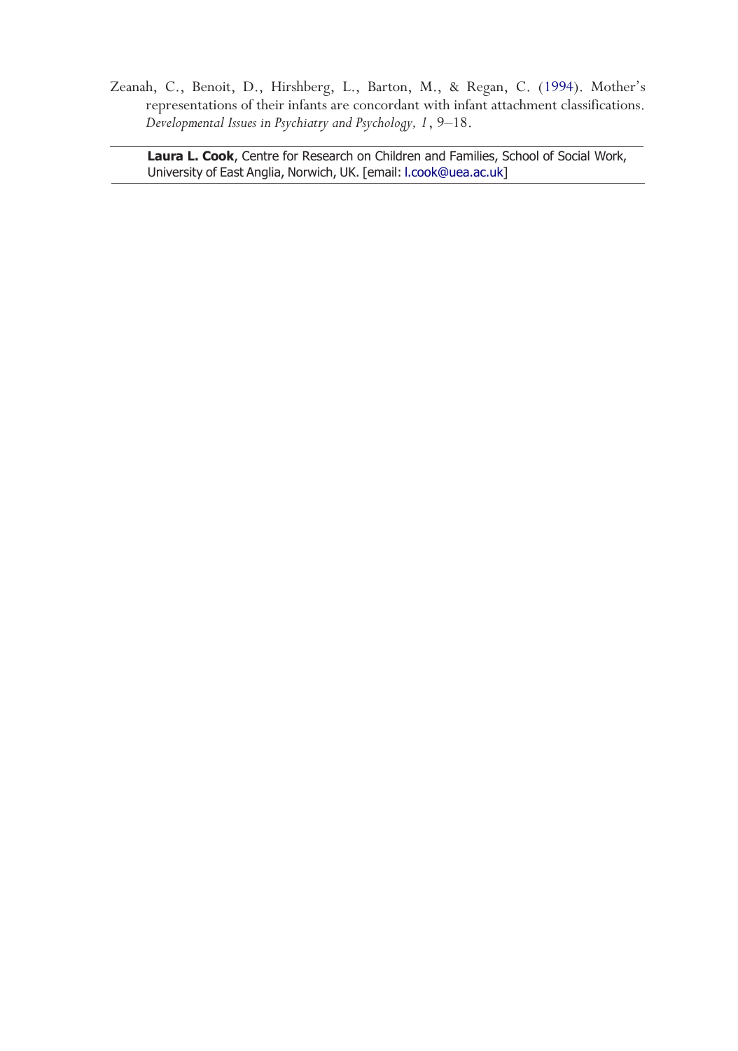Zeanah, C., Benoit, D., Hirshberg, L., Barton, M., & Regan, C. (1994). Mother's representations of their infants are concordant with infant attachment classifications. *Developmental Issues in Psychiatry and Psychology, 1*, 9–18.

---

**Laura L. Cook**, Centre for Research on Children and Families, School of Social Work, University of East Anglia, Norwich, UK. [email: l.cook@uea.ac.uk]

---